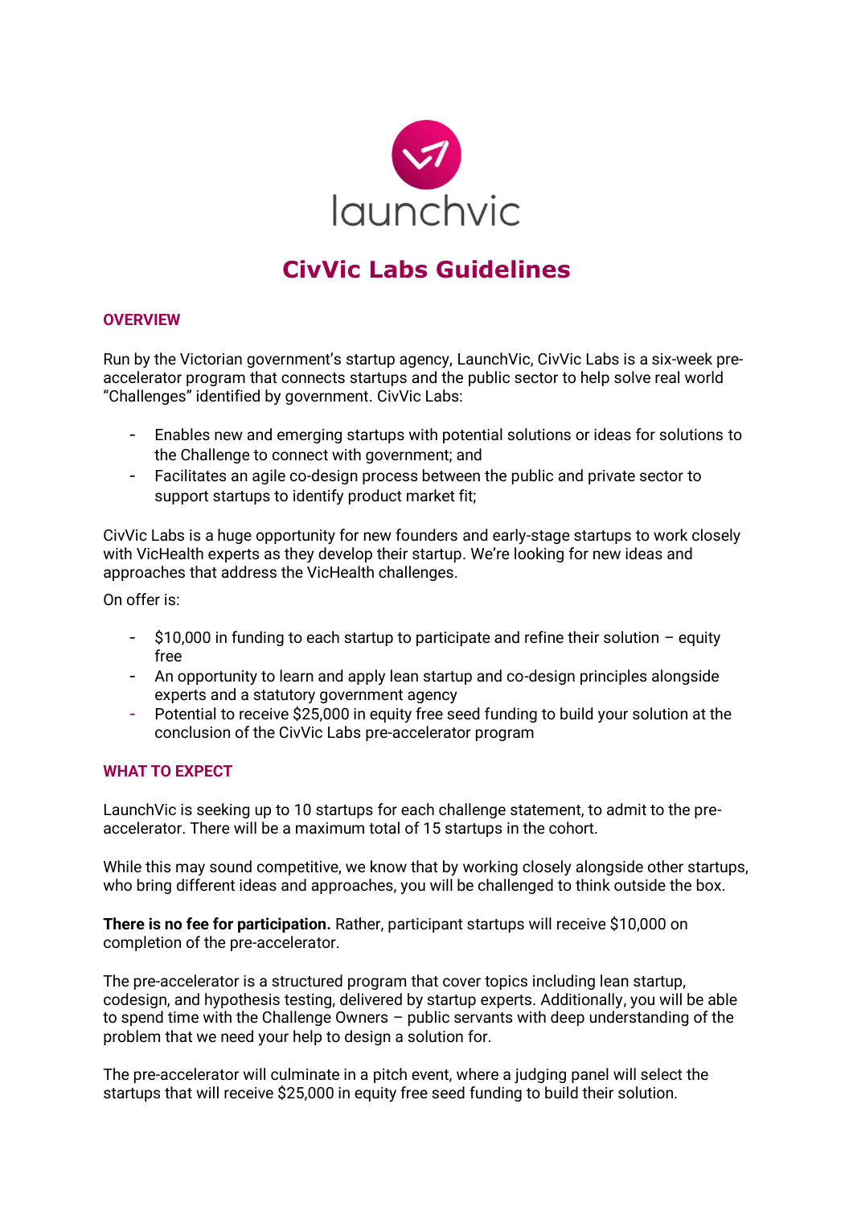launchvic

# CivVic Labs Guidelines

## OVERVIEW

Run by the Victorian government's startup agency, LaunchVic, CivVic Labs is a six-week pre-accelerator program that connects startups and the public sector to help solve real world "Challenges" identified by government. CivVic Labs:

- Enables new and emerging startups with potential solutions or ideas for solutions to the Challenge to connect with government; and
- Facilitates an agile co-design process between the public and private sector to support startups to identify product market fit;

CivVic Labs is a huge opportunity for new founders and early-stage startups to work closely with VicHealth experts as they develop their startup. We're looking for new ideas and approaches that address the VicHealth challenges.

On offer is:

- $10,000 in funding to each startup to participate and refine their solution – equity free
- An opportunity to learn and apply lean startup and co-design principles alongside experts and a statutory government agency
- Potential to receive $25,000 in equity free seed funding to build your solution at the conclusion of the CivVic Labs pre-accelerator program

## WHAT TO EXPECT

LaunchVic is seeking up to 10 startups for each challenge statement, to admit to the pre-accelerator. There will be a maximum total of 15 startups in the cohort.

While this may sound competitive, we know that by working closely alongside other startups, who bring different ideas and approaches, you will be challenged to think outside the box.

**There is no fee for participation.** Rather, participant startups will receive $10,000 on completion of the pre-accelerator.

The pre-accelerator is a structured program that cover topics including lean startup, codesign, and hypothesis testing, delivered by startup experts. Additionally, you will be able to spend time with the Challenge Owners – public servants with deep understanding of the problem that we need your help to design a solution for.

The pre-accelerator will culminate in a pitch event, where a judging panel will select the startups that will receive $25,000 in equity free seed funding to build their solution.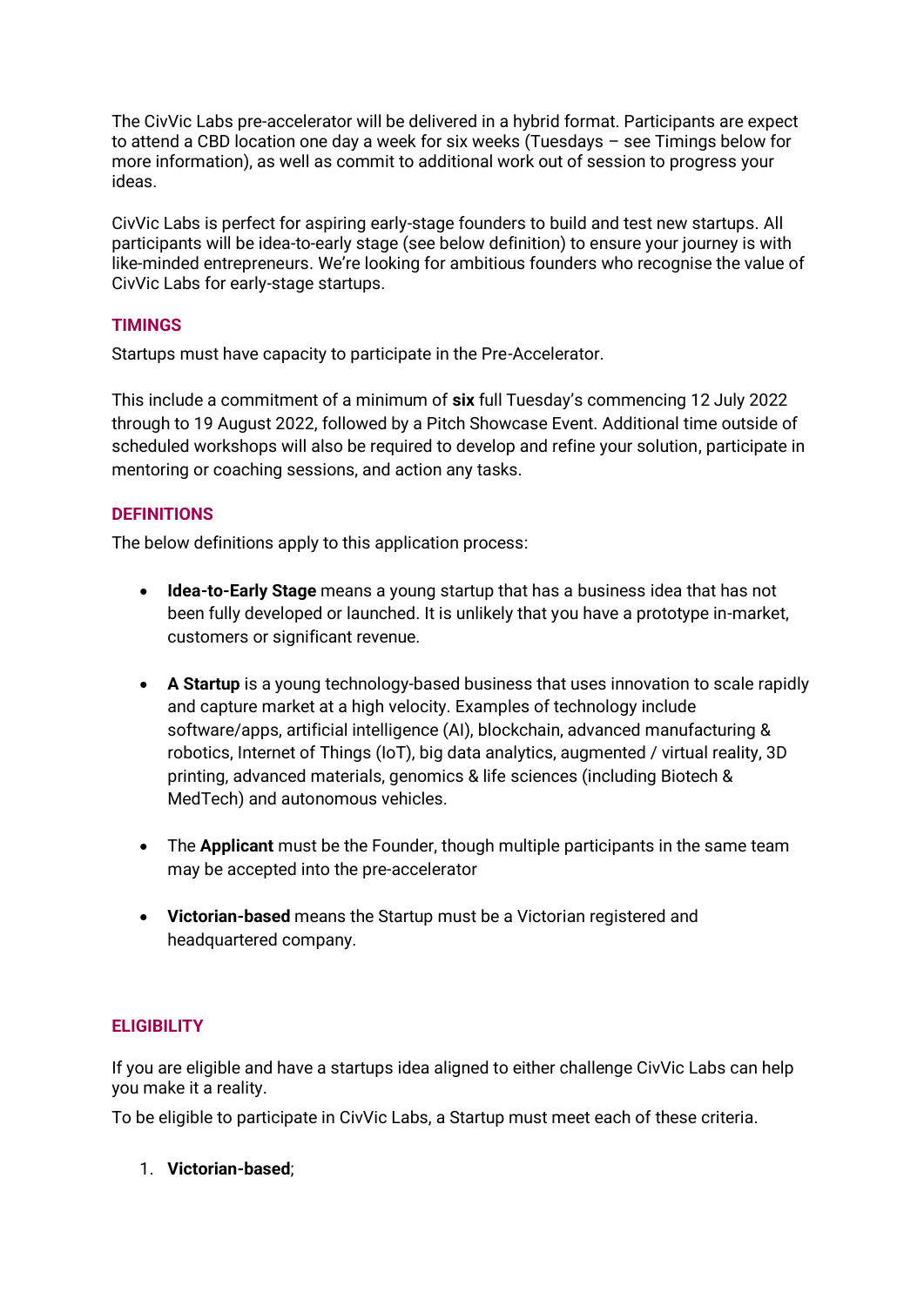The CivVic Labs pre-accelerator will be delivered in a hybrid format. Participants are expect to attend a CBD location one day a week for six weeks (Tuesdays – see Timings below for more information), as well as commit to additional work out of session to progress your ideas.

CivVic Labs is perfect for aspiring early-stage founders to build and test new startups. All participants will be idea-to-early stage (see below definition) to ensure your journey is with like-minded entrepreneurs. We're looking for ambitious founders who recognise the value of CivVic Labs for early-stage startups.

## TIMINGS

Startups must have capacity to participate in the Pre-Accelerator.

This include a commitment of a minimum of **six** full Tuesday's commencing 12 July 2022 through to 19 August 2022, followed by a Pitch Showcase Event. Additional time outside of scheduled workshops will also be required to develop and refine your solution, participate in mentoring or coaching sessions, and action any tasks.

## DEFINITIONS

The below definitions apply to this application process:

- **Idea-to-Early Stage** means a young startup that has a business idea that has not been fully developed or launched. It is unlikely that you have a prototype in-market, customers or significant revenue.

- **A Startup** is a young technology-based business that uses innovation to scale rapidly and capture market at a high velocity. Examples of technology include software/apps, artificial intelligence (AI), blockchain, advanced manufacturing & robotics, Internet of Things (IoT), big data analytics, augmented / virtual reality, 3D printing, advanced materials, genomics & life sciences (including Biotech & MedTech) and autonomous vehicles.

- The **Applicant** must be the Founder, though multiple participants in the same team may be accepted into the pre-accelerator

- **Victorian-based** means the Startup must be a Victorian registered and headquartered company.

## ELIGIBILITY

If you are eligible and have a startups idea aligned to either challenge CivVic Labs can help you make it a reality.

To be eligible to participate in CivVic Labs, a Startup must meet each of these criteria.

1. **Victorian-based**;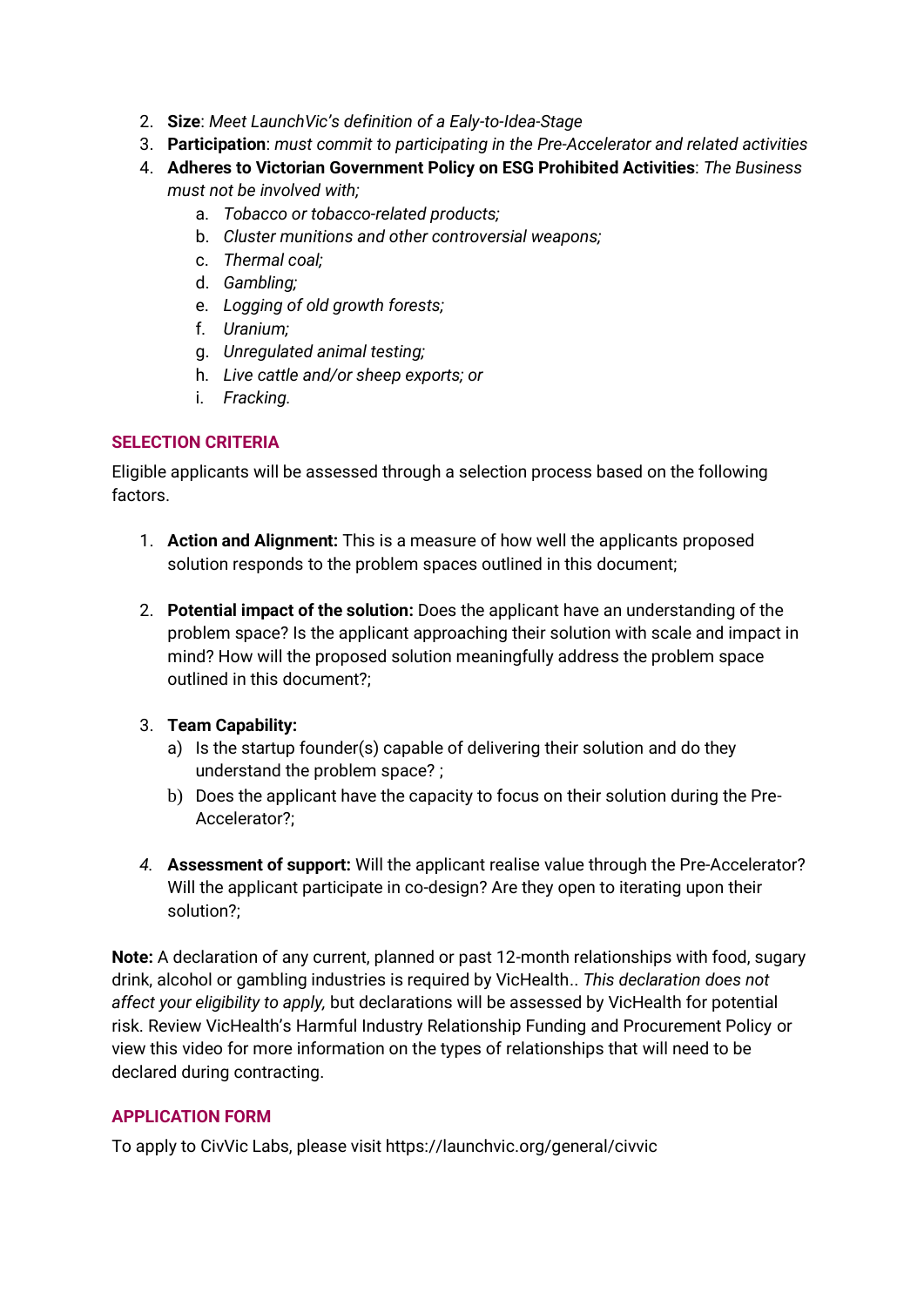2. **Size**: *Meet LaunchVic's definition of a Ealy-to-Idea-Stage*
3. **Participation**: *must commit to participating in the Pre-Accelerator and related activities*
4. **Adheres to Victorian Government Policy on ESG Prohibited Activities**: *The Business must not be involved with;*
   a. *Tobacco or tobacco-related products;*
   b. *Cluster munitions and other controversial weapons;*
   c. *Thermal coal;*
   d. *Gambling;*
   e. *Logging of old growth forests;*
   f. *Uranium;*
   g. *Unregulated animal testing;*
   h. *Live cattle and/or sheep exports; or*
   i. *Fracking.*

## SELECTION CRITERIA

Eligible applicants will be assessed through a selection process based on the following factors.

1. **Action and Alignment:** This is a measure of how well the applicants proposed solution responds to the problem spaces outlined in this document;

2. **Potential impact of the solution:** Does the applicant have an understanding of the problem space? Is the applicant approaching their solution with scale and impact in mind? How will the proposed solution meaningfully address the problem space outlined in this document?;

3. **Team Capability:**
   a) Is the startup founder(s) capable of delivering their solution and do they understand the problem space? ;
   b) Does the applicant have the capacity to focus on their solution during the Pre-Accelerator?;

4. **Assessment of support:** Will the applicant realise value through the Pre-Accelerator? Will the applicant participate in co-design? Are they open to iterating upon their solution?;

**Note:** A declaration of any current, planned or past 12-month relationships with food, sugary drink, alcohol or gambling industries is required by VicHealth.. *This declaration does not affect your eligibility to apply,* but declarations will be assessed by VicHealth for potential risk. Review VicHealth's Harmful Industry Relationship Funding and Procurement Policy or view this video for more information on the types of relationships that will need to be declared during contracting.

## APPLICATION FORM

To apply to CivVic Labs, please visit https://launchvic.org/general/civvic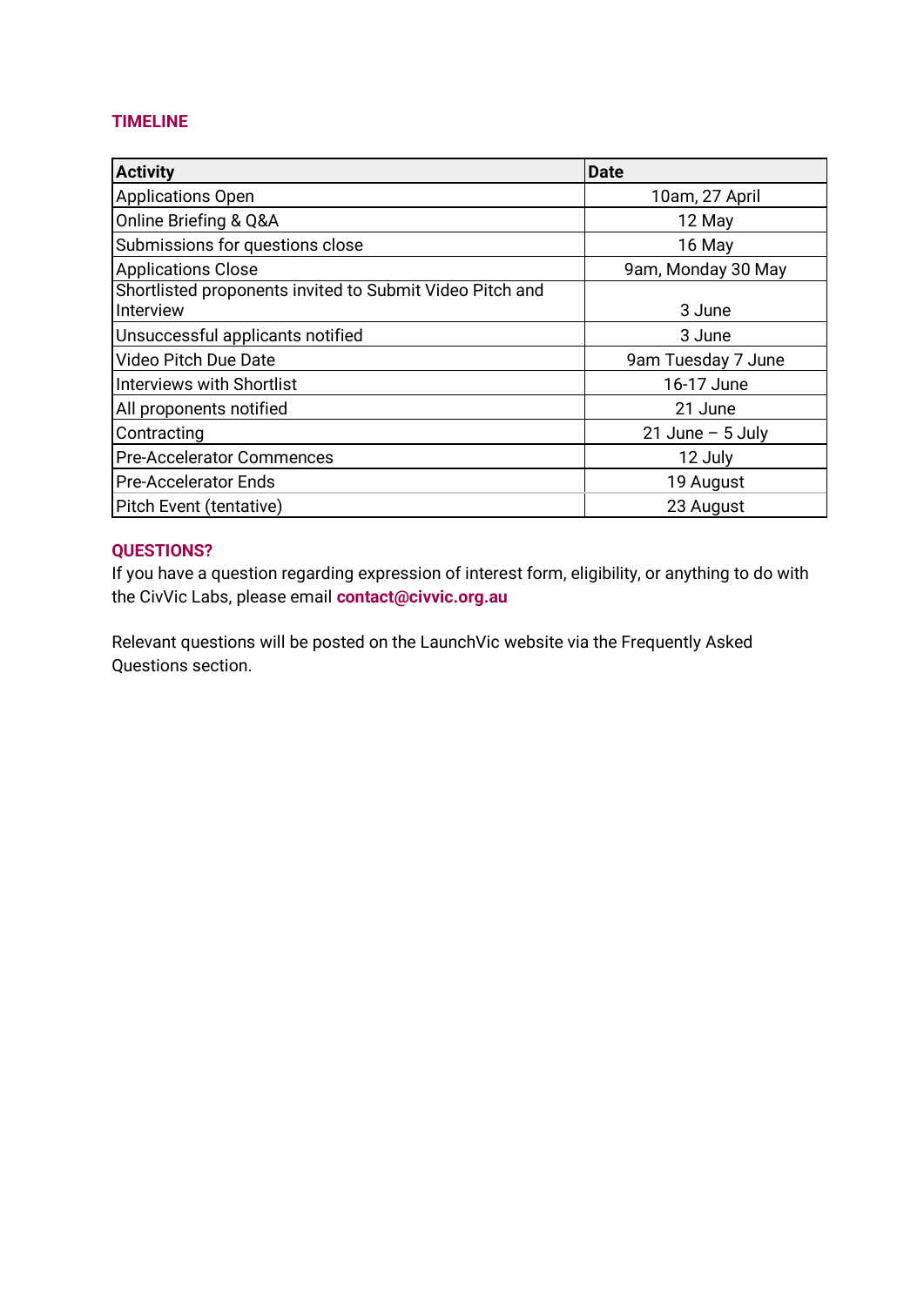## TIMELINE

| Activity | Date |
|---|---|
| Applications Open | 10am, 27 April |
| Online Briefing & Q&A | 12 May |
| Submissions for questions close | 16 May |
| Applications Close | 9am, Monday 30 May |
| Shortlisted proponents invited to Submit Video Pitch and Interview | 3 June |
| Unsuccessful applicants notified | 3 June |
| Video Pitch Due Date | 9am Tuesday 7 June |
| Interviews with Shortlist | 16-17 June |
| All proponents notified | 21 June |
| Contracting | 21 June – 5 July |
| Pre-Accelerator Commences | 12 July |
| Pre-Accelerator Ends | 19 August |
| Pitch Event (tentative) | 23 August |

## QUESTIONS?

If you have a question regarding expression of interest form, eligibility, or anything to do with the CivVic Labs, please email **contact@civvic.org.au**

Relevant questions will be posted on the LaunchVic website via the Frequently Asked Questions section.